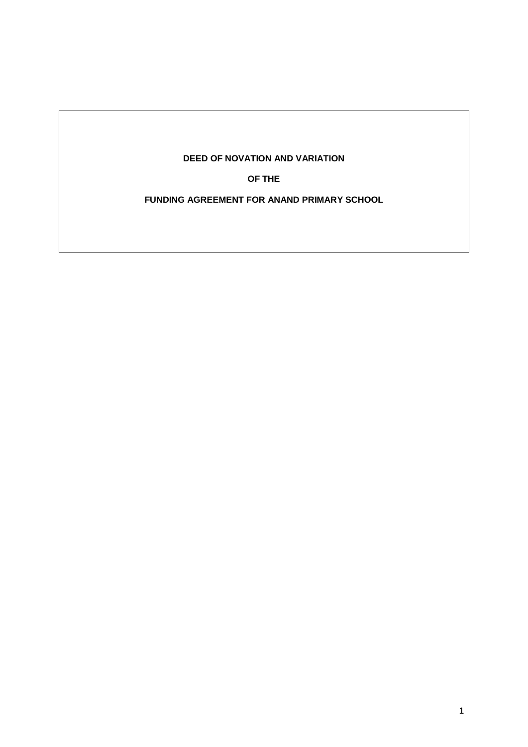**DEED OF NOVATION AND VARIATION**

**OF THE**

**FUNDING AGREEMENT FOR ANAND PRIMARY SCHOOL**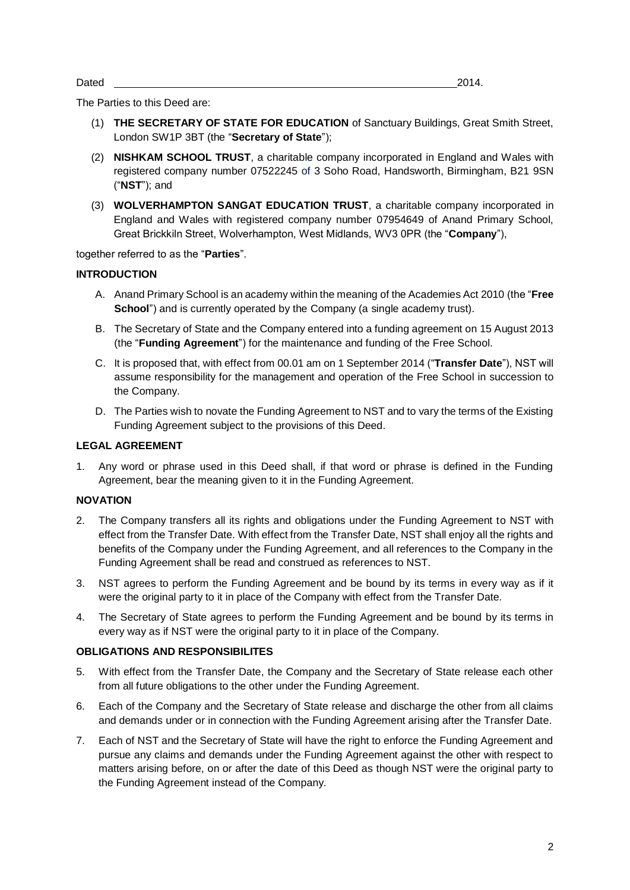Dated ______________________________________________ 2014.

The Parties to this Deed are:

(1) **THE SECRETARY OF STATE FOR EDUCATION** of Sanctuary Buildings, Great Smith Street, London SW1P 3BT (the "**Secretary of State**");

(2) **NISHKAM SCHOOL TRUST**, a charitable company incorporated in England and Wales with registered company number 07522245 of 3 Soho Road, Handsworth, Birmingham, B21 9SN ("**NST**"); and

(3) **WOLVERHAMPTON SANGAT EDUCATION TRUST**, a charitable company incorporated in England and Wales with registered company number 07954649 of Anand Primary School, Great Brickkiln Street, Wolverhampton, West Midlands, WV3 0PR (the "**Company**"),

together referred to as the "**Parties**".

**INTRODUCTION**

A. Anand Primary School is an academy within the meaning of the Academies Act 2010 (the "**Free School**") and is currently operated by the Company (a single academy trust).

B. The Secretary of State and the Company entered into a funding agreement on 15 August 2013 (the "**Funding Agreement**") for the maintenance and funding of the Free School.

C. It is proposed that, with effect from 00.01 am on 1 September 2014 ("**Transfer Date**"), NST will assume responsibility for the management and operation of the Free School in succession to the Company.

D. The Parties wish to novate the Funding Agreement to NST and to vary the terms of the Existing Funding Agreement subject to the provisions of this Deed.

**LEGAL AGREEMENT**

1. Any word or phrase used in this Deed shall, if that word or phrase is defined in the Funding Agreement, bear the meaning given to it in the Funding Agreement.

**NOVATION**

2. The Company transfers all its rights and obligations under the Funding Agreement to NST with effect from the Transfer Date. With effect from the Transfer Date, NST shall enjoy all the rights and benefits of the Company under the Funding Agreement, and all references to the Company in the Funding Agreement shall be read and construed as references to NST.

3. NST agrees to perform the Funding Agreement and be bound by its terms in every way as if it were the original party to it in place of the Company with effect from the Transfer Date.

4. The Secretary of State agrees to perform the Funding Agreement and be bound by its terms in every way as if NST were the original party to it in place of the Company.

**OBLIGATIONS AND RESPONSIBILITES**

5. With effect from the Transfer Date, the Company and the Secretary of State release each other from all future obligations to the other under the Funding Agreement.

6. Each of the Company and the Secretary of State release and discharge the other from all claims and demands under or in connection with the Funding Agreement arising after the Transfer Date.

7. Each of NST and the Secretary of State will have the right to enforce the Funding Agreement and pursue any claims and demands under the Funding Agreement against the other with respect to matters arising before, on or after the date of this Deed as though NST were the original party to the Funding Agreement instead of the Company.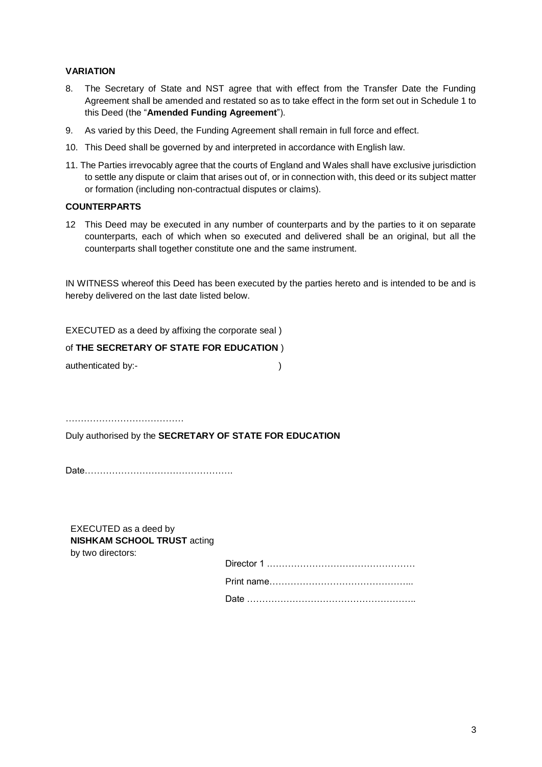**VARIATION**

8. The Secretary of State and NST agree that with effect from the Transfer Date the Funding Agreement shall be amended and restated so as to take effect in the form set out in Schedule 1 to this Deed (the "**Amended Funding Agreement**").

9. As varied by this Deed, the Funding Agreement shall remain in full force and effect.

10. This Deed shall be governed by and interpreted in accordance with English law.

11. The Parties irrevocably agree that the courts of England and Wales shall have exclusive jurisdiction to settle any dispute or claim that arises out of, or in connection with, this deed or its subject matter or formation (including non-contractual disputes or claims).

**COUNTERPARTS**

12 This Deed may be executed in any number of counterparts and by the parties to it on separate counterparts, each of which when so executed and delivered shall be an original, but all the counterparts shall together constitute one and the same instrument.

IN WITNESS whereof this Deed has been executed by the parties hereto and is intended to be and is hereby delivered on the last date listed below.

EXECUTED as a deed by affixing the corporate seal )

of **THE SECRETARY OF STATE FOR EDUCATION** )

authenticated by:- )

…………………………………

Duly authorised by the **SECRETARY OF STATE FOR EDUCATION**

Date………………………………………….

EXECUTED as a deed by **NISHKAM SCHOOL TRUST** acting by two directors:

Director 1 …………………………………………

Print name………………………………………..

Date ………………………………………………..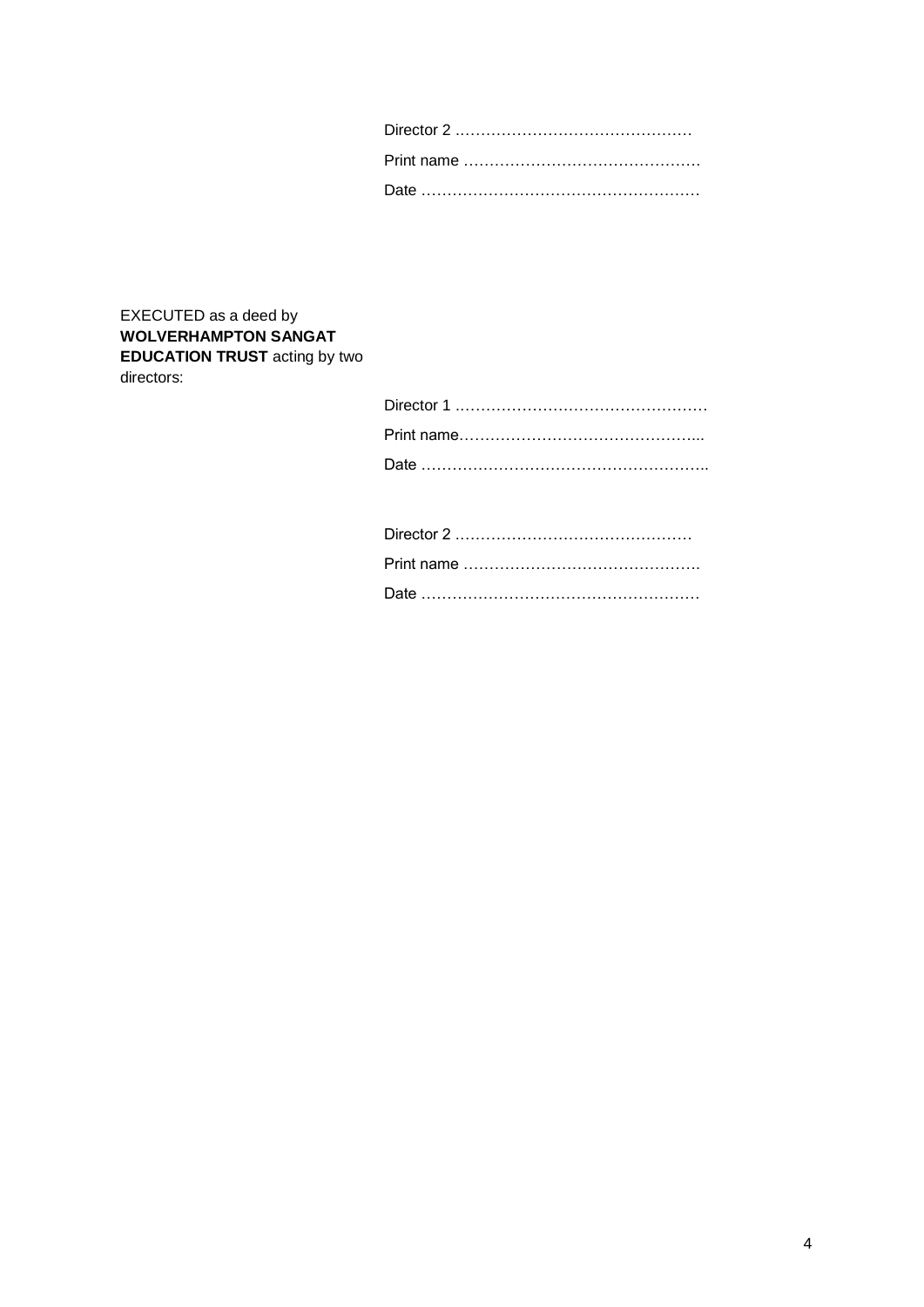Director 2 ………………………………………

Print name ……………………………………….

Date ………………………………………………

EXECUTED as a deed by **WOLVERHAMPTON SANGAT EDUCATION TRUST** acting by two directors:

Director 1 …………………………………………

Print name………………………………………...

Date ………………………………………………..

Director 2 ………………………………………

Print name ……………………………………….

Date ………………………………………………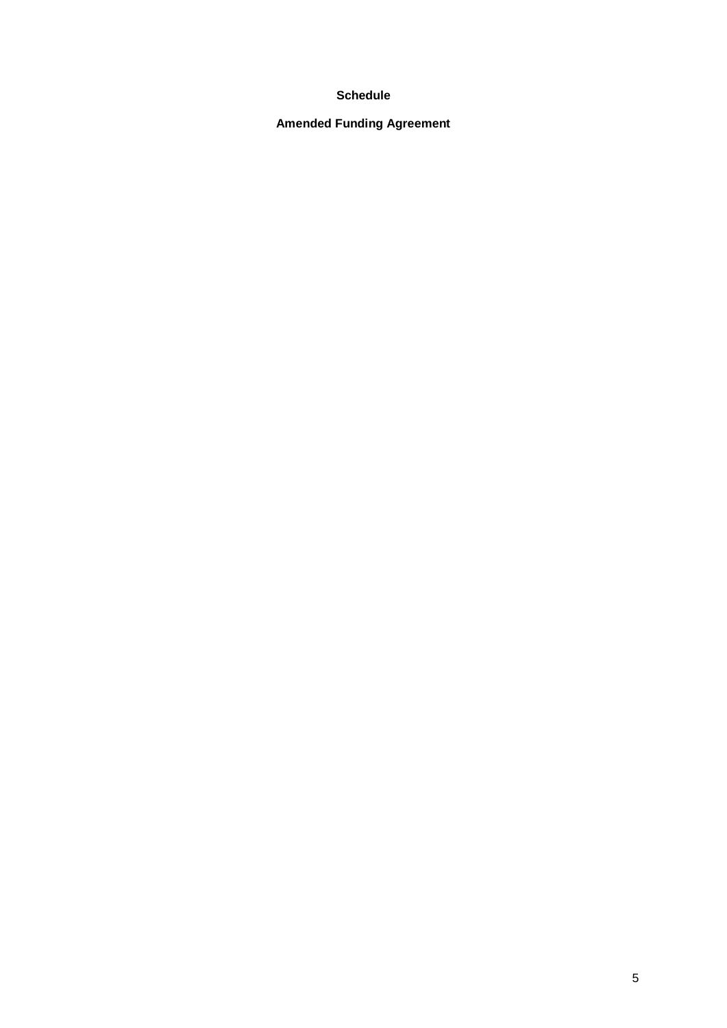## Schedule

## Amended Funding Agreement